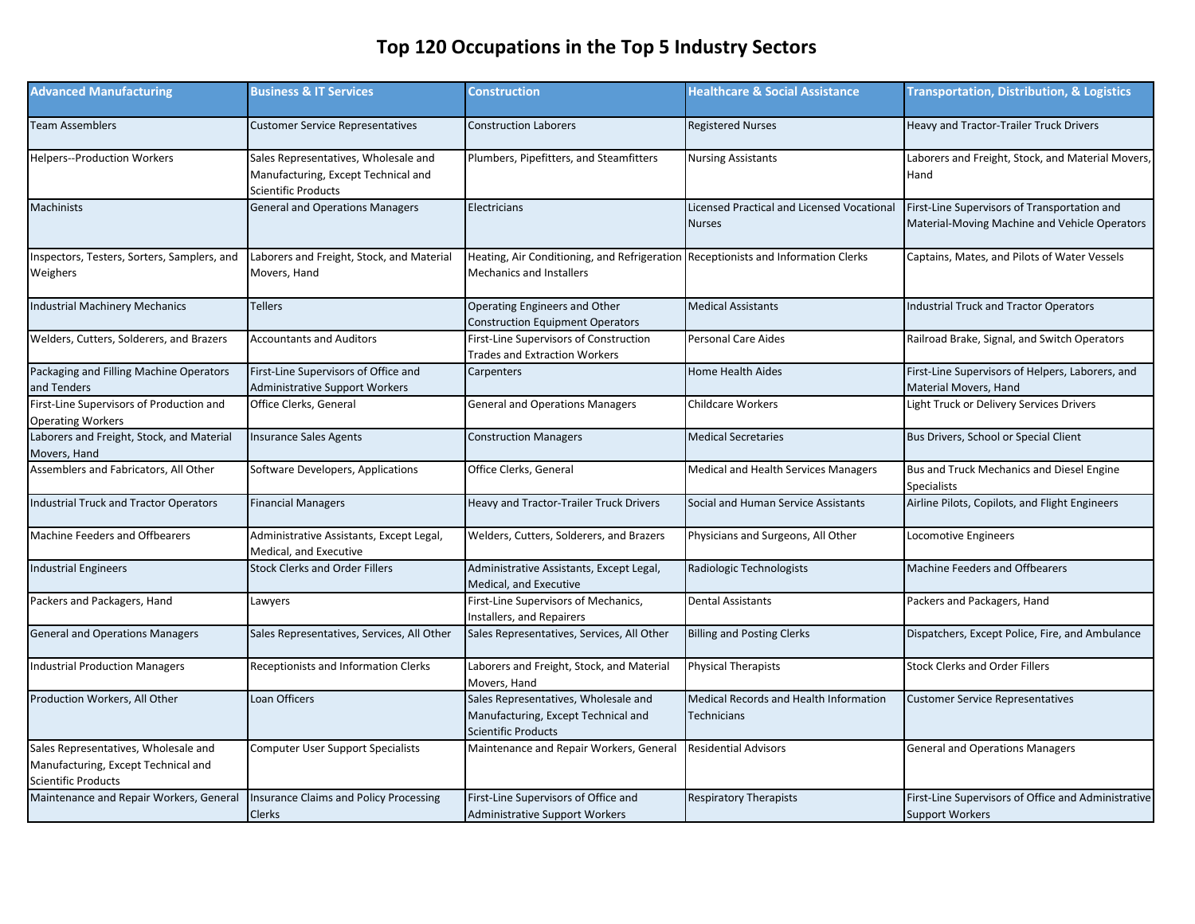# Top 120 Occupations in the Top 5 Industry Sectors

| Advanced Manufacturing | Business & IT Services | Construction | Healthcare & Social Assistance | Transportation, Distribution, & Logistics |
|---|---|---|---|---|
| Team Assemblers | Customer Service Representatives | Construction Laborers | Registered Nurses | Heavy and Tractor-Trailer Truck Drivers |
| Helpers--Production Workers | Sales Representatives, Wholesale and Manufacturing, Except Technical and Scientific Products | Plumbers, Pipefitters, and Steamfitters | Nursing Assistants | Laborers and Freight, Stock, and Material Movers, Hand |
| Machinists | General and Operations Managers | Electricians | Licensed Practical and Licensed Vocational Nurses | First-Line Supervisors of Transportation and Material-Moving Machine and Vehicle Operators |
| Inspectors, Testers, Sorters, Samplers, and Weighers | Laborers and Freight, Stock, and Material Movers, Hand | Heating, Air Conditioning, and Refrigeration Mechanics and Installers | Receptionists and Information Clerks | Captains, Mates, and Pilots of Water Vessels |
| Industrial Machinery Mechanics | Tellers | Operating Engineers and Other Construction Equipment Operators | Medical Assistants | Industrial Truck and Tractor Operators |
| Welders, Cutters, Solderers, and Brazers | Accountants and Auditors | First-Line Supervisors of Construction Trades and Extraction Workers | Personal Care Aides | Railroad Brake, Signal, and Switch Operators |
| Packaging and Filling Machine Operators and Tenders | First-Line Supervisors of Office and Administrative Support Workers | Carpenters | Home Health Aides | First-Line Supervisors of Helpers, Laborers, and Material Movers, Hand |
| First-Line Supervisors of Production and Operating Workers | Office Clerks, General | General and Operations Managers | Childcare Workers | Light Truck or Delivery Services Drivers |
| Laborers and Freight, Stock, and Material Movers, Hand | Insurance Sales Agents | Construction Managers | Medical Secretaries | Bus Drivers, School or Special Client |
| Assemblers and Fabricators, All Other | Software Developers, Applications | Office Clerks, General | Medical and Health Services Managers | Bus and Truck Mechanics and Diesel Engine Specialists |
| Industrial Truck and Tractor Operators | Financial Managers | Heavy and Tractor-Trailer Truck Drivers | Social and Human Service Assistants | Airline Pilots, Copilots, and Flight Engineers |
| Machine Feeders and Offbearers | Administrative Assistants, Except Legal, Medical, and Executive | Welders, Cutters, Solderers, and Brazers | Physicians and Surgeons, All Other | Locomotive Engineers |
| Industrial Engineers | Stock Clerks and Order Fillers | Administrative Assistants, Except Legal, Medical, and Executive | Radiologic Technologists | Machine Feeders and Offbearers |
| Packers and Packagers, Hand | Lawyers | First-Line Supervisors of Mechanics, Installers, and Repairers | Dental Assistants | Packers and Packagers, Hand |
| General and Operations Managers | Sales Representatives, Services, All Other | Sales Representatives, Services, All Other | Billing and Posting Clerks | Dispatchers, Except Police, Fire, and Ambulance |
| Industrial Production Managers | Receptionists and Information Clerks | Laborers and Freight, Stock, and Material Movers, Hand | Physical Therapists | Stock Clerks and Order Fillers |
| Production Workers, All Other | Loan Officers | Sales Representatives, Wholesale and Manufacturing, Except Technical and Scientific Products | Medical Records and Health Information Technicians | Customer Service Representatives |
| Sales Representatives, Wholesale and Manufacturing, Except Technical and Scientific Products | Computer User Support Specialists | Maintenance and Repair Workers, General | Residential Advisors | General and Operations Managers |
| Maintenance and Repair Workers, General | Insurance Claims and Policy Processing Clerks | First-Line Supervisors of Office and Administrative Support Workers | Respiratory Therapists | First-Line Supervisors of Office and Administrative Support Workers |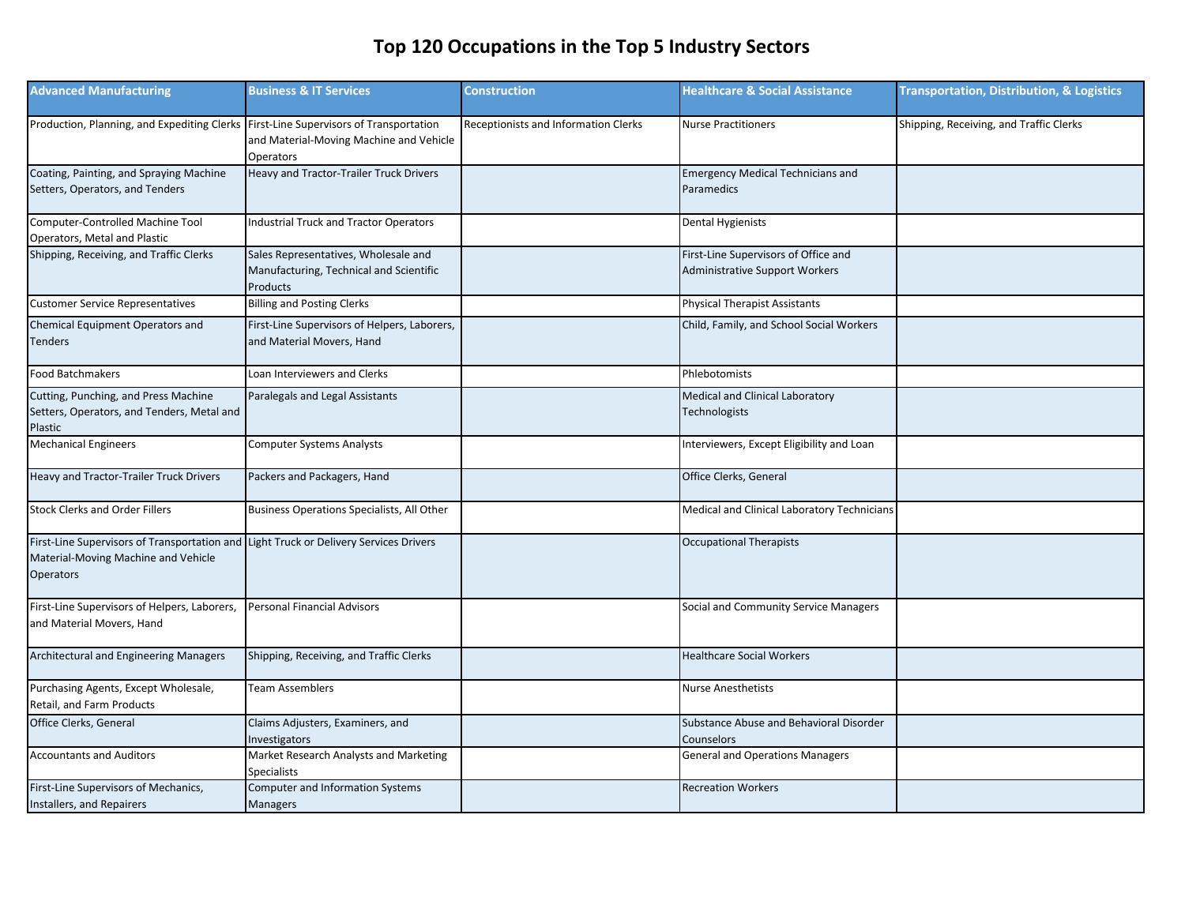# Top 120 Occupations in the Top 5 Industry Sectors

| Advanced Manufacturing | Business & IT Services | Construction | Healthcare & Social Assistance | Transportation, Distribution, & Logistics |
|---|---|---|---|---|
| Production, Planning, and Expediting Clerks | First-Line Supervisors of Transportation and Material-Moving Machine and Vehicle Operators | Receptionists and Information Clerks | Nurse Practitioners | Shipping, Receiving, and Traffic Clerks |
| Coating, Painting, and Spraying Machine Setters, Operators, and Tenders | Heavy and Tractor-Trailer Truck Drivers | | Emergency Medical Technicians and Paramedics | |
| Computer-Controlled Machine Tool Operators, Metal and Plastic | Industrial Truck and Tractor Operators | | Dental Hygienists | |
| Shipping, Receiving, and Traffic Clerks | Sales Representatives, Wholesale and Manufacturing, Technical and Scientific Products | | First-Line Supervisors of Office and Administrative Support Workers | |
| Customer Service Representatives | Billing and Posting Clerks | | Physical Therapist Assistants | |
| Chemical Equipment Operators and Tenders | First-Line Supervisors of Helpers, Laborers, and Material Movers, Hand | | Child, Family, and School Social Workers | |
| Food Batchmakers | Loan Interviewers and Clerks | | Phlebotomists | |
| Cutting, Punching, and Press Machine Setters, Operators, and Tenders, Metal and Plastic | Paralegals and Legal Assistants | | Medical and Clinical Laboratory Technologists | |
| Mechanical Engineers | Computer Systems Analysts | | Interviewers, Except Eligibility and Loan | |
| Heavy and Tractor-Trailer Truck Drivers | Packers and Packagers, Hand | | Office Clerks, General | |
| Stock Clerks and Order Fillers | Business Operations Specialists, All Other | | Medical and Clinical Laboratory Technicians | |
| First-Line Supervisors of Transportation and Material-Moving Machine and Vehicle Operators | Light Truck or Delivery Services Drivers | | Occupational Therapists | |
| First-Line Supervisors of Helpers, Laborers, and Material Movers, Hand | Personal Financial Advisors | | Social and Community Service Managers | |
| Architectural and Engineering Managers | Shipping, Receiving, and Traffic Clerks | | Healthcare Social Workers | |
| Purchasing Agents, Except Wholesale, Retail, and Farm Products | Team Assemblers | | Nurse Anesthetists | |
| Office Clerks, General | Claims Adjusters, Examiners, and Investigators | | Substance Abuse and Behavioral Disorder Counselors | |
| Accountants and Auditors | Market Research Analysts and Marketing Specialists | | General and Operations Managers | |
| First-Line Supervisors of Mechanics, Installers, and Repairers | Computer and Information Systems Managers | | Recreation Workers | |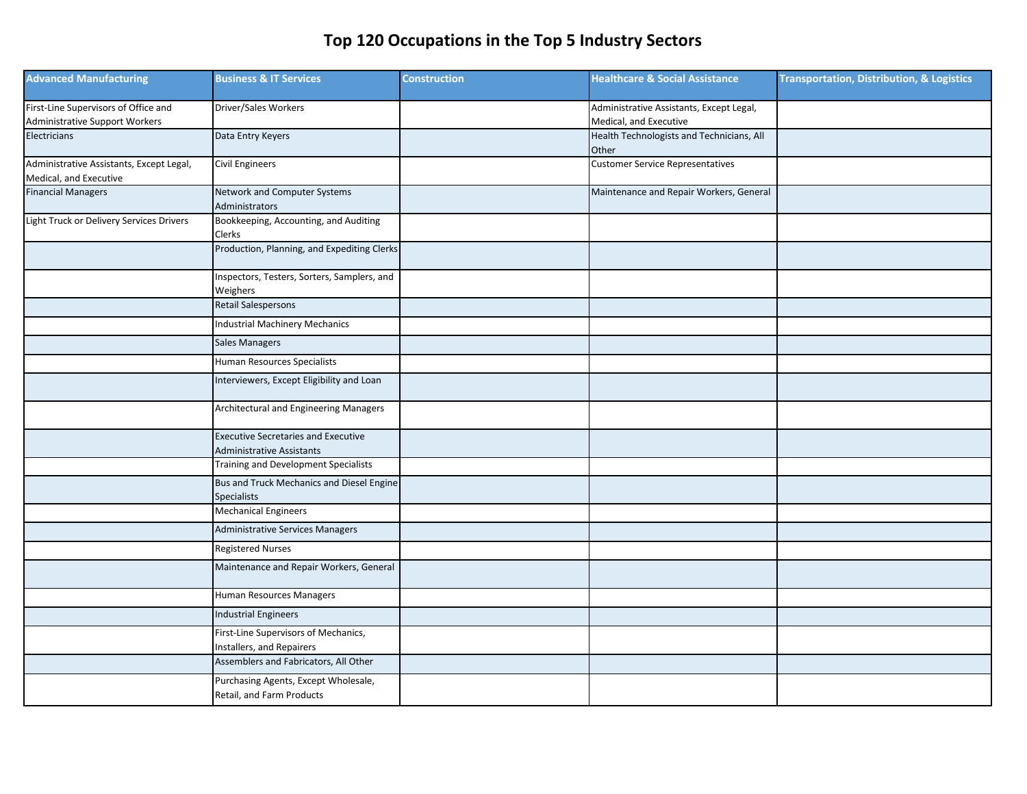# Top 120 Occupations in the Top 5 Industry Sectors

| Advanced Manufacturing | Business & IT Services | Construction | Healthcare & Social Assistance | Transportation, Distribution, & Logistics |
|---|---|---|---|---|
| First-Line Supervisors of Office and Administrative Support Workers | Driver/Sales Workers | | Administrative Assistants, Except Legal, Medical, and Executive | |
| Electricians | Data Entry Keyers | | Health Technologists and Technicians, All Other | |
| Administrative Assistants, Except Legal, Medical, and Executive | Civil Engineers | | Customer Service Representatives | |
| Financial Managers | Network and Computer Systems Administrators | | Maintenance and Repair Workers, General | |
| Light Truck or Delivery Services Drivers | Bookkeeping, Accounting, and Auditing Clerks | | | |
| | Production, Planning, and Expediting Clerks | | | |
| | Inspectors, Testers, Sorters, Samplers, and Weighers | | | |
| | Retail Salespersons | | | |
| | Industrial Machinery Mechanics | | | |
| | Sales Managers | | | |
| | Human Resources Specialists | | | |
| | Interviewers, Except Eligibility and Loan | | | |
| | Architectural and Engineering Managers | | | |
| | Executive Secretaries and Executive Administrative Assistants | | | |
| | Training and Development Specialists | | | |
| | Bus and Truck Mechanics and Diesel Engine Specialists | | | |
| | Mechanical Engineers | | | |
| | Administrative Services Managers | | | |
| | Registered Nurses | | | |
| | Maintenance and Repair Workers, General | | | |
| | Human Resources Managers | | | |
| | Industrial Engineers | | | |
| | First-Line Supervisors of Mechanics, Installers, and Repairers | | | |
| | Assemblers and Fabricators, All Other | | | |
| | Purchasing Agents, Except Wholesale, Retail, and Farm Products | | | |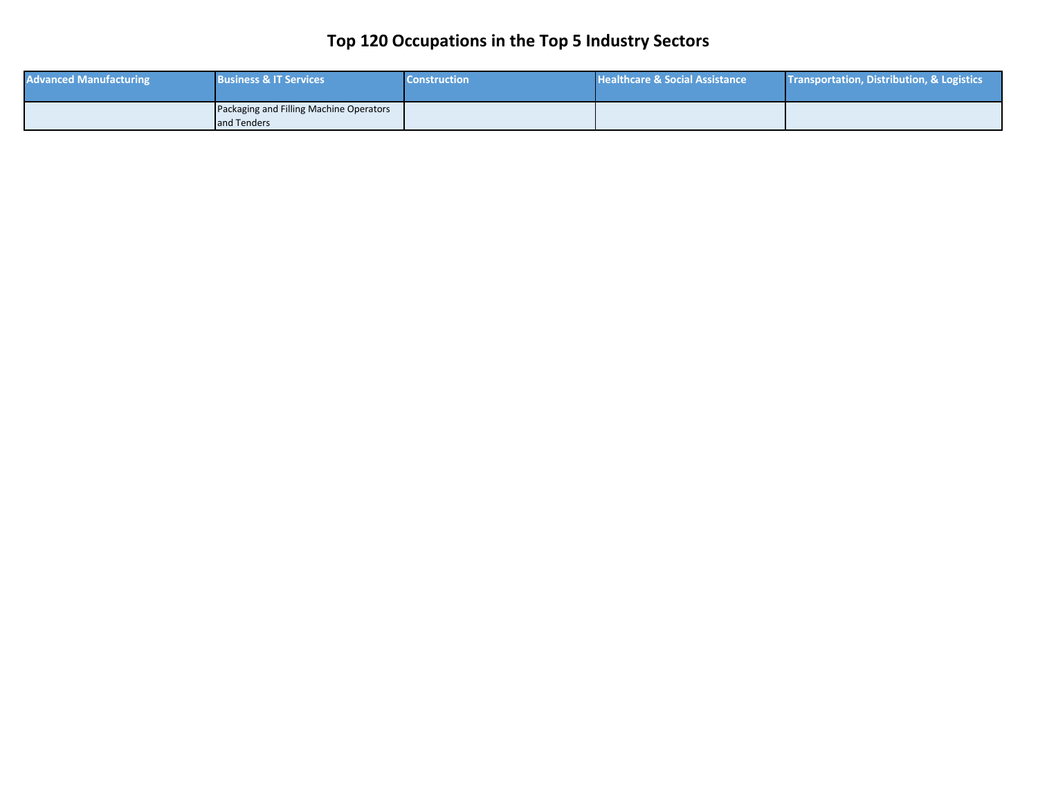# Top 120 Occupations in the Top 5 Industry Sectors

| Advanced Manufacturing | Business & IT Services | Construction | Healthcare & Social Assistance | Transportation, Distribution, & Logistics |
|---|---|---|---|---|
| | Packaging and Filling Machine Operators and Tenders | | | |